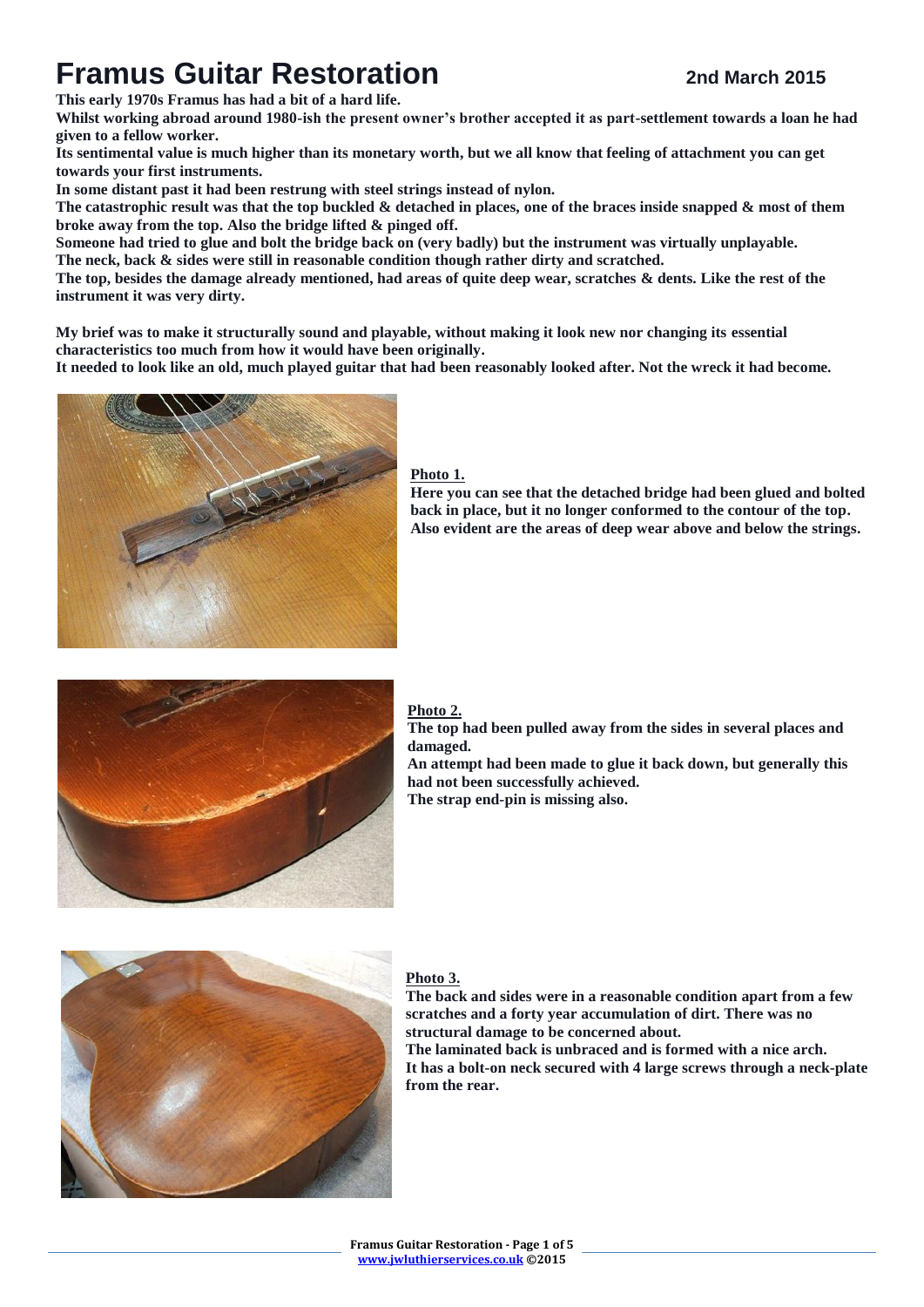# Framus Guitar Restoration

**2nd March 2015**

**This early 1970s Framus has had a bit of a hard life.**

**Whilst working abroad around 1980-ish the present owner's brother accepted it as part-settlement towards a loan he had given to a fellow worker.**

**Its sentimental value is much higher than its monetary worth, but we all know that feeling of attachment you can get towards your first instruments.**

**In some distant past it had been restrung with steel strings instead of nylon.**

**The catastrophic result was that the top buckled & detached in places, one of the braces inside snapped & most of them broke away from the top. Also the bridge lifted & pinged off.**

**Someone had tried to glue and bolt the bridge back on (very badly) but the instrument was virtually unplayable.**

**The neck, back & sides were still in reasonable condition though rather dirty and scratched.**

**The top, besides the damage already mentioned, had areas of quite deep wear, scratches & dents. Like the rest of the instrument it was very dirty.**

**My brief was to make it structurally sound and playable, without making it look new nor changing its essential characteristics too much from how it would have been originally.**

**It needed to look like an old, much played guitar that had been reasonably looked after. Not the wreck it had become.**

**Photo 1.**

**Here you can see that the detached bridge had been glued and bolted back in place, but it no longer conformed to the contour of the top. Also evident are the areas of deep wear above and below the strings.**

**Photo 2.**

**The top had been pulled away from the sides in several places and damaged.**

**An attempt had been made to glue it back down, but generally this had not been successfully achieved.**

**The strap end-pin is missing also.**

**Photo 3.**

**The back and sides were in a reasonable condition apart from a few scratches and a forty year accumulation of dirt. There was no structural damage to be concerned about.**

**The laminated back is unbraced and is formed with a nice arch.**

**It has a bolt-on neck secured with 4 large screws through a neck-plate from the rear.**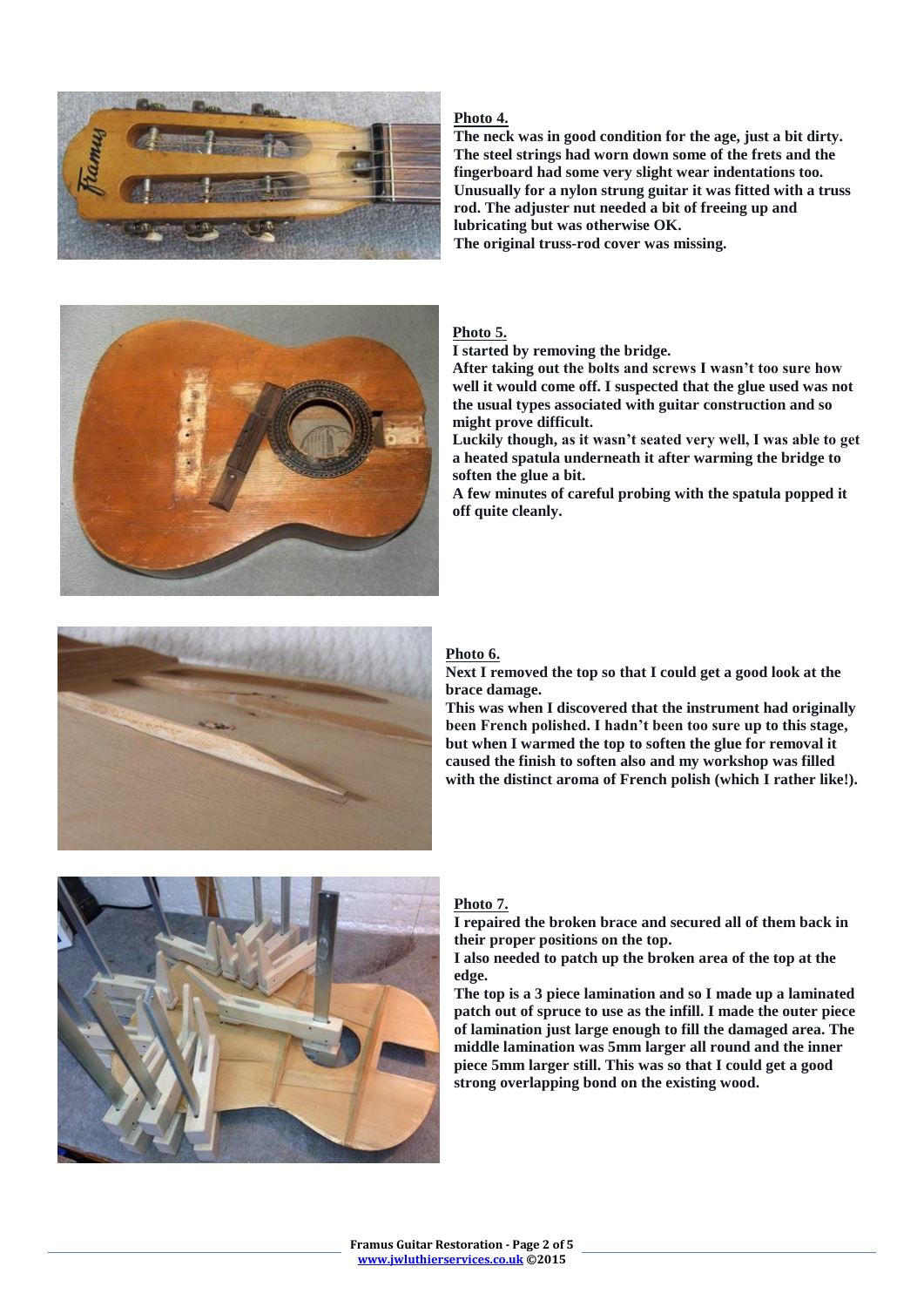**Photo 4.**

**The neck was in good condition for the age, just a bit dirty. The steel strings had worn down some of the frets and the fingerboard had some very slight wear indentations too. Unusually for a nylon strung guitar it was fitted with a truss rod. The adjuster nut needed a bit of freeing up and lubricating but was otherwise OK.**
**The original truss-rod cover was missing.**

**Photo 5.**

**I started by removing the bridge.**
**After taking out the bolts and screws I wasn't too sure how well it would come off. I suspected that the glue used was not the usual types associated with guitar construction and so might prove difficult.**
**Luckily though, as it wasn't seated very well, I was able to get a heated spatula underneath it after warming the bridge to soften the glue a bit.**
**A few minutes of careful probing with the spatula popped it off quite cleanly.**

**Photo 6.**

**Next I removed the top so that I could get a good look at the brace damage.**
**This was when I discovered that the instrument had originally been French polished. I hadn't been too sure up to this stage, but when I warmed the top to soften the glue for removal it caused the finish to soften also and my workshop was filled with the distinct aroma of French polish (which I rather like!).**

**Photo 7.**

**I repaired the broken brace and secured all of them back in their proper positions on the top.**
**I also needed to patch up the broken area of the top at the edge.**
**The top is a 3 piece lamination and so I made up a laminated patch out of spruce to use as the infill. I made the outer piece of lamination just large enough to fill the damaged area. The middle lamination was 5mm larger all round and the inner piece 5mm larger still. This was so that I could get a good strong overlapping bond on the existing wood.**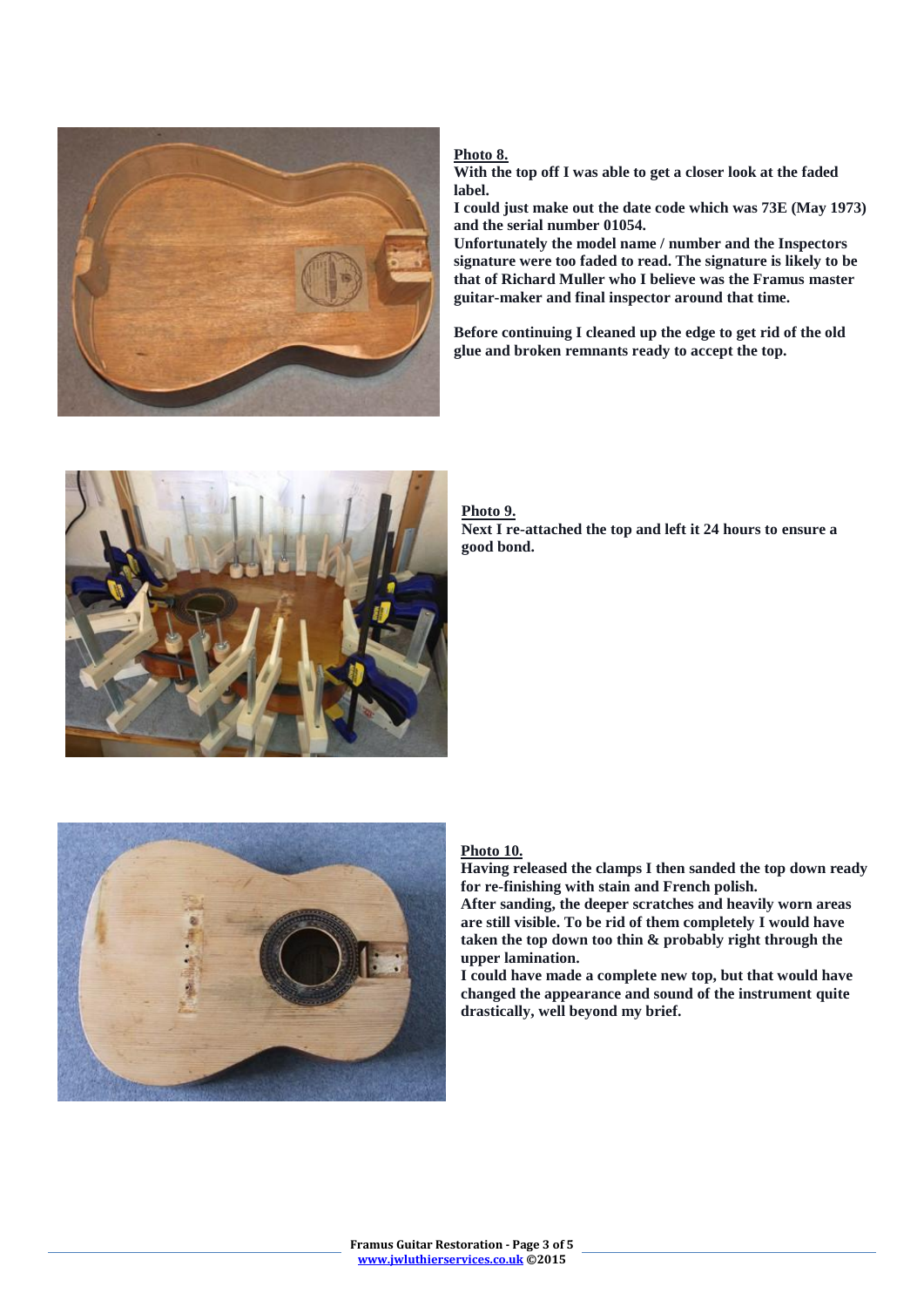**Photo 8.**

**With the top off I was able to get a closer look at the faded label.**

**I could just make out the date code which was 73E (May 1973) and the serial number 01054.**

**Unfortunately the model name / number and the Inspectors signature were too faded to read. The signature is likely to be that of Richard Muller who I believe was the Framus master guitar-maker and final inspector around that time.**

**Before continuing I cleaned up the edge to get rid of the old glue and broken remnants ready to accept the top.**

**Photo 9.**

**Next I re-attached the top and left it 24 hours to ensure a good bond.**

**Photo 10.**

**Having released the clamps I then sanded the top down ready for re-finishing with stain and French polish.**

**After sanding, the deeper scratches and heavily worn areas are still visible. To be rid of them completely I would have taken the top down too thin & probably right through the upper lamination.**

**I could have made a complete new top, but that would have changed the appearance and sound of the instrument quite drastically, well beyond my brief.**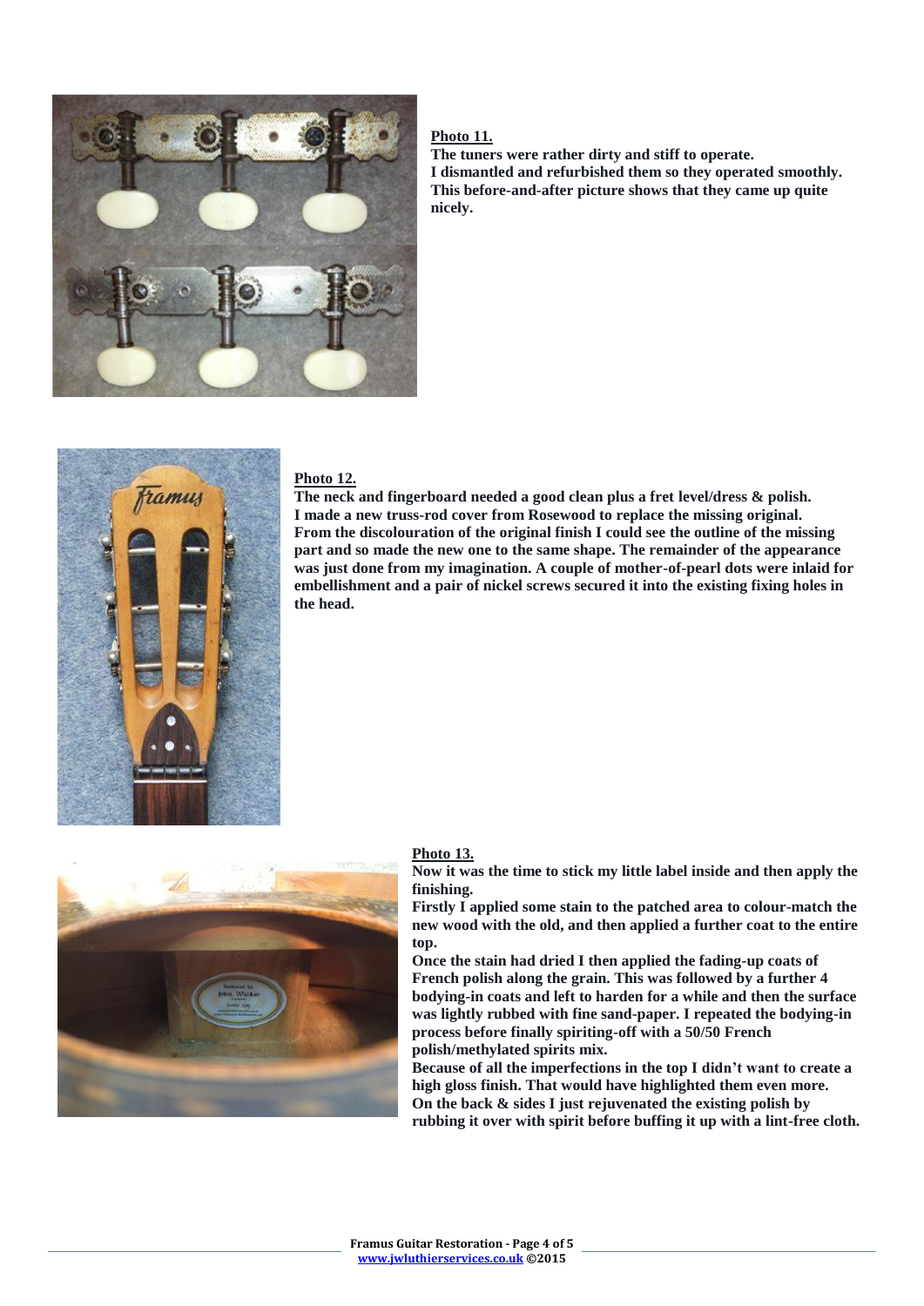**Photo 11.**

**The tuners were rather dirty and stiff to operate.**
**I dismantled and refurbished them so they operated smoothly. This before-and-after picture shows that they came up quite nicely.**

**Photo 12.**

**The neck and fingerboard needed a good clean plus a fret level/dress & polish.**
**I made a new truss-rod cover from Rosewood to replace the missing original. From the discolouration of the original finish I could see the outline of the missing part and so made the new one to the same shape. The remainder of the appearance was just done from my imagination. A couple of mother-of-pearl dots were inlaid for embellishment and a pair of nickel screws secured it into the existing fixing holes in the head.**

**Photo 13.**

**Now it was the time to stick my little label inside and then apply the finishing.**
**Firstly I applied some stain to the patched area to colour-match the new wood with the old, and then applied a further coat to the entire top.**
**Once the stain had dried I then applied the fading-up coats of French polish along the grain. This was followed by a further 4 bodying-in coats and left to harden for a while and then the surface was lightly rubbed with fine sand-paper. I repeated the bodying-in process before finally spiriting-off with a 50/50 French polish/methylated spirits mix.**
**Because of all the imperfections in the top I didn't want to create a high gloss finish. That would have highlighted them even more.**
**On the back & sides I just rejuvenated the existing polish by rubbing it over with spirit before buffing it up with a lint-free cloth.**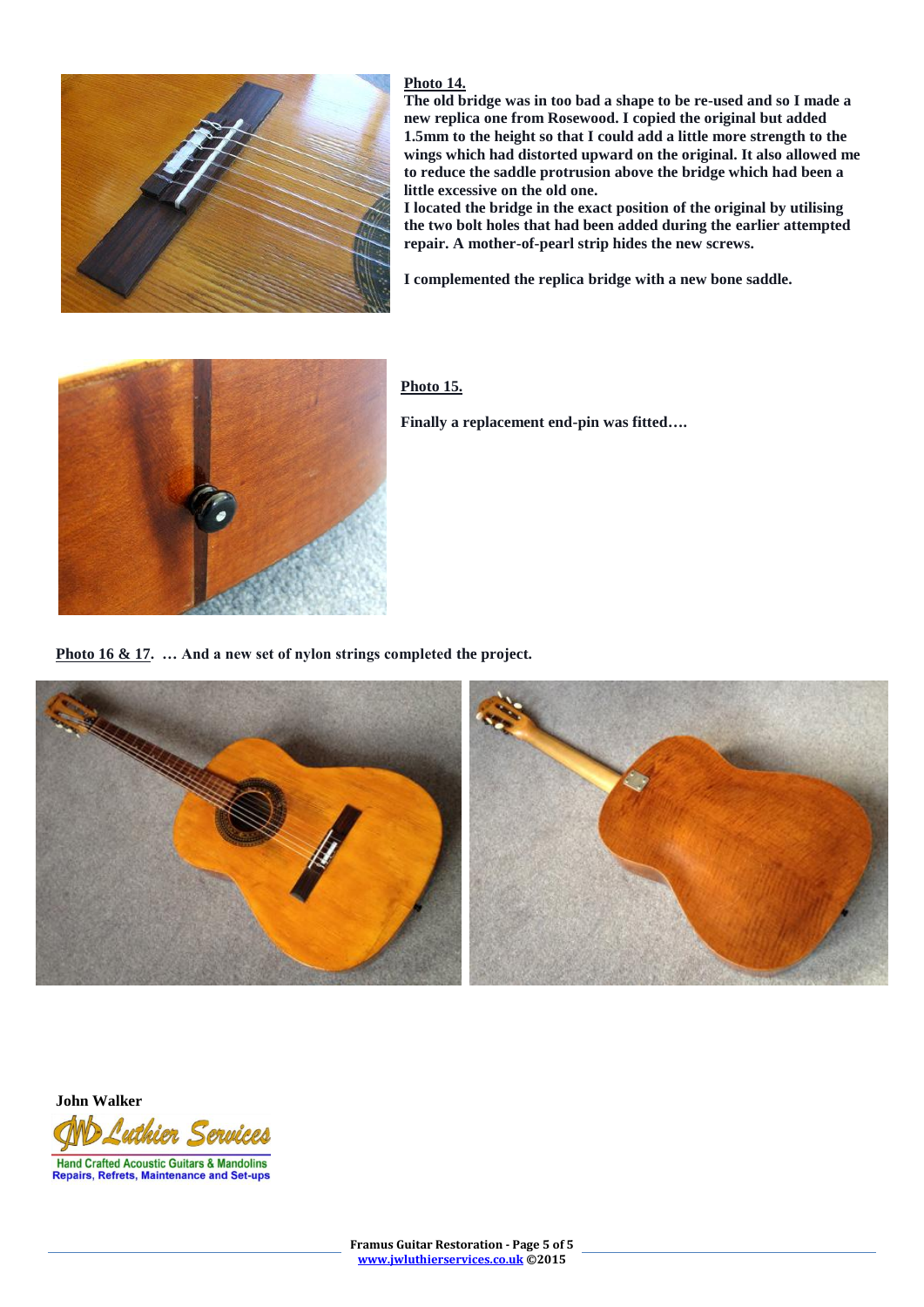**Photo 14.**

**The old bridge was in too bad a shape to be re-used and so I made a new replica one from Rosewood. I copied the original but added 1.5mm to the height so that I could add a little more strength to the wings which had distorted upward on the original. It also allowed me to reduce the saddle protrusion above the bridge which had been a little excessive on the old one.**

**I located the bridge in the exact position of the original by utilising the two bolt holes that had been added during the earlier attempted repair. A mother-of-pearl strip hides the new screws.**

**I complemented the replica bridge with a new bone saddle.**

**Photo 15.**

**Finally a replacement end-pin was fitted….**

**Photo 16 & 17. … And a new set of nylon strings completed the project.**

**John Walker**

JW Luthier Services

Hand Crafted Acoustic Guitars & Mandolins
Repairs, Refrets, Maintenance and Set-ups